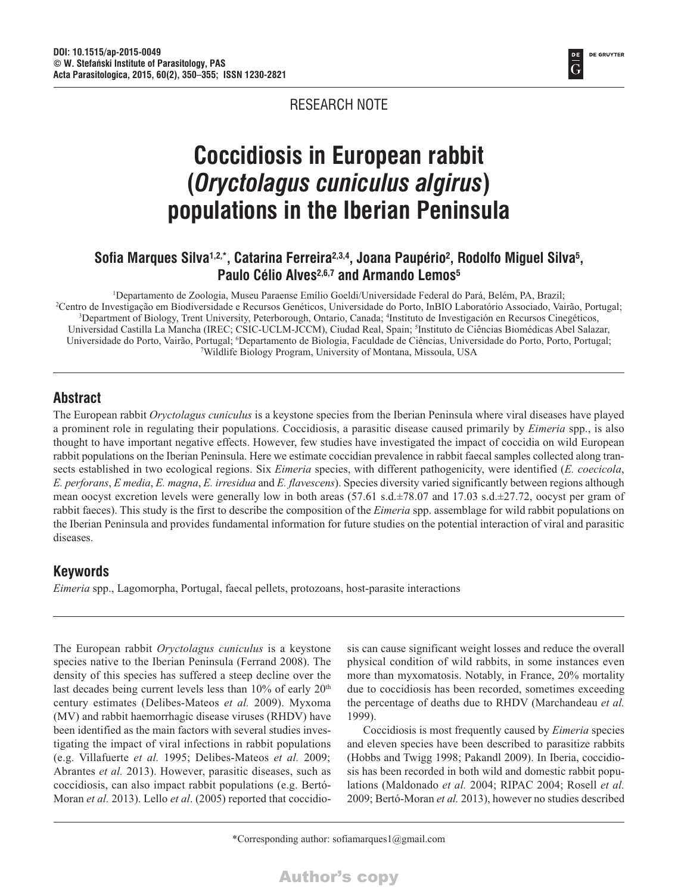RESEARCH NOTE

# Coccidiosis in European rabbit (*Oryctolagus cuniculus algirus*) populations in the Iberian Peninsula

**Sofia Marques Silva[1,2,*], Catarina Ferreira[2,3,4], Joana Paupério[2], Rodolfo Miguel Silva[5], Paulo Célio Alves[2,6,7] and Armando Lemos[5]**

[1]Departamento de Zoologia, Museu Paraense Emílio Goeldi/Universidade Federal do Pará, Belém, PA, Brazil;
[2]Centro de Investigação em Biodiversidade e Recursos Genéticos, Universidade do Porto, InBIO Laboratório Associado, Vairão, Portugal;
[3]Department of Biology, Trent University, Peterborough, Ontario, Canada; [4]Instituto de Investigación en Recursos Cinegéticos, Universidad Castilla La Mancha (IREC; CSIC-UCLM-JCCM), Ciudad Real, Spain; [5]Instituto de Ciências Biomédicas Abel Salazar, Universidade do Porto, Vairão, Portugal; [6]Departamento de Biologia, Faculdade de Ciências, Universidade do Porto, Porto, Portugal;
[7]Wildlife Biology Program, University of Montana, Missoula, USA

## Abstract

The European rabbit *Oryctolagus cuniculus* is a keystone species from the Iberian Peninsula where viral diseases have played a prominent role in regulating their populations. Coccidiosis, a parasitic disease caused primarily by *Eimeria* spp., is also thought to have important negative effects. However, few studies have investigated the impact of coccidia on wild European rabbit populations on the Iberian Peninsula. Here we estimate coccidian prevalence in rabbit faecal samples collected along transects established in two ecological regions. Six *Eimeria* species, with different pathogenicity, were identified (*E. coecicola*, *E. perforans*, *E media*, *E. magna*, *E. irresidua* and *E. flavescens*). Species diversity varied significantly between regions although mean oocyst excretion levels were generally low in both areas (57.61 s.d.±78.07 and 17.03 s.d.±27.72, oocyst per gram of rabbit faeces). This study is the first to describe the composition of the *Eimeria* spp. assemblage for wild rabbit populations on the Iberian Peninsula and provides fundamental information for future studies on the potential interaction of viral and parasitic diseases.

## Keywords

*Eimeria* spp., Lagomorpha, Portugal, faecal pellets, protozoans, host-parasite interactions

The European rabbit *Oryctolagus cuniculus* is a keystone species native to the Iberian Peninsula (Ferrand 2008). The density of this species has suffered a steep decline over the last decades being current levels less than 10% of early 20th century estimates (Delibes-Mateos *et al.* 2009). Myxoma (MV) and rabbit haemorrhagic disease viruses (RHDV) have been identified as the main factors with several studies investigating the impact of viral infections in rabbit populations (e.g. Villafuerte *et al.* 1995; Delibes-Mateos *et al.* 2009; Abrantes *et al.* 2013). However, parasitic diseases, such as coccidiosis, can also impact rabbit populations (e.g. Bertó-Moran *et al.* 2013). Lello *et al*. (2005) reported that coccidiosis can cause significant weight losses and reduce the overall physical condition of wild rabbits, in some instances even more than myxomatosis. Notably, in France, 20% mortality due to coccidiosis has been recorded, sometimes exceeding the percentage of deaths due to RHDV (Marchandeau *et al.* 1999).

Coccidiosis is most frequently caused by *Eimeria* species and eleven species have been described to parasitize rabbits (Hobbs and Twigg 1998; Pakandl 2009). In Iberia, coccidiosis has been recorded in both wild and domestic rabbit populations (Maldonado *et al.* 2004; RIPAC 2004; Rosell *et al.* 2009; Bertó-Moran *et al.* 2013), however no studies described

*Corresponding author: sofiamarques1@gmail.com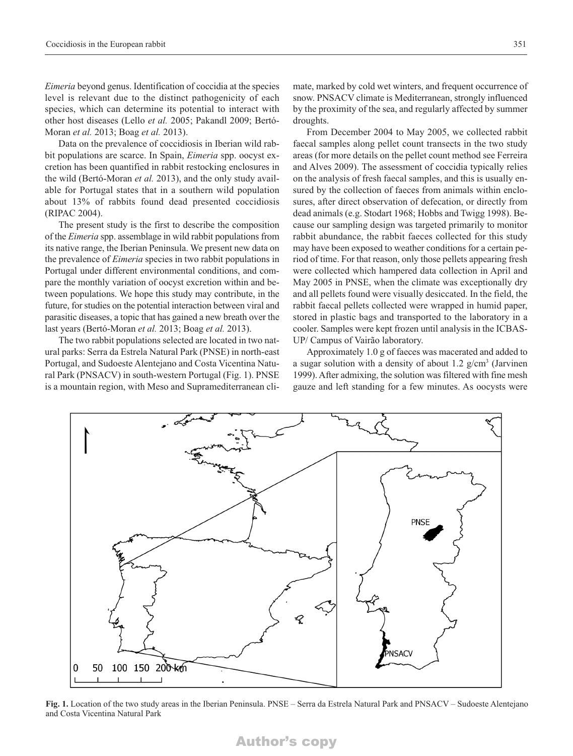*Eimeria* beyond genus. Identification of coccidia at the species level is relevant due to the distinct pathogenicity of each species, which can determine its potential to interact with other host diseases (Lello *et al.* 2005; Pakandl 2009; Bertó-Moran *et al.* 2013; Boag *et al.* 2013).

Data on the prevalence of coccidiosis in Iberian wild rabbit populations are scarce. In Spain, *Eimeria* spp. oocyst excretion has been quantified in rabbit restocking enclosures in the wild (Bertó-Moran *et al.* 2013), and the only study available for Portugal states that in a southern wild population about 13% of rabbits found dead presented coccidiosis (RIPAC 2004).

The present study is the first to describe the composition of the *Eimeria* spp. assemblage in wild rabbit populations from its native range, the Iberian Peninsula. We present new data on the prevalence of *Eimeria* species in two rabbit populations in Portugal under different environmental conditions, and compare the monthly variation of oocyst excretion within and between populations. We hope this study may contribute, in the future, for studies on the potential interaction between viral and parasitic diseases, a topic that has gained a new breath over the last years (Bertó-Moran *et al.* 2013; Boag *et al.* 2013).

The two rabbit populations selected are located in two natural parks: Serra da Estrela Natural Park (PNSE) in north-east Portugal, and Sudoeste Alentejano and Costa Vicentina Natural Park (PNSACV) in south-western Portugal (Fig. 1). PNSE is a mountain region, with Meso and Supramediterranean climate, marked by cold wet winters, and frequent occurrence of snow. PNSACV climate is Mediterranean, strongly influenced by the proximity of the sea, and regularly affected by summer droughts.

From December 2004 to May 2005, we collected rabbit faecal samples along pellet count transects in the two study areas (for more details on the pellet count method see Ferreira and Alves 2009). The assessment of coccidia typically relies on the analysis of fresh faecal samples, and this is usually ensured by the collection of faeces from animals within enclosures, after direct observation of defecation, or directly from dead animals (e.g. Stodart 1968; Hobbs and Twigg 1998). Because our sampling design was targeted primarily to monitor rabbit abundance, the rabbit faeces collected for this study may have been exposed to weather conditions for a certain period of time. For that reason, only those pellets appearing fresh were collected which hampered data collection in April and May 2005 in PNSE, when the climate was exceptionally dry and all pellets found were visually desiccated. In the field, the rabbit faecal pellets collected were wrapped in humid paper, stored in plastic bags and transported to the laboratory in a cooler. Samples were kept frozen until analysis in the ICBAS-UP/ Campus of Vairão laboratory.

Approximately 1.0 g of faeces was macerated and added to a sugar solution with a density of about 1.2 g/cm$^3$ (Jarvinen 1999). After admixing, the solution was filtered with fine mesh gauze and left standing for a few minutes. As oocysts were

**Fig. 1.** Location of the two study areas in the Iberian Peninsula. PNSE – Serra da Estrela Natural Park and PNSACV – Sudoeste Alentejano and Costa Vicentina Natural Park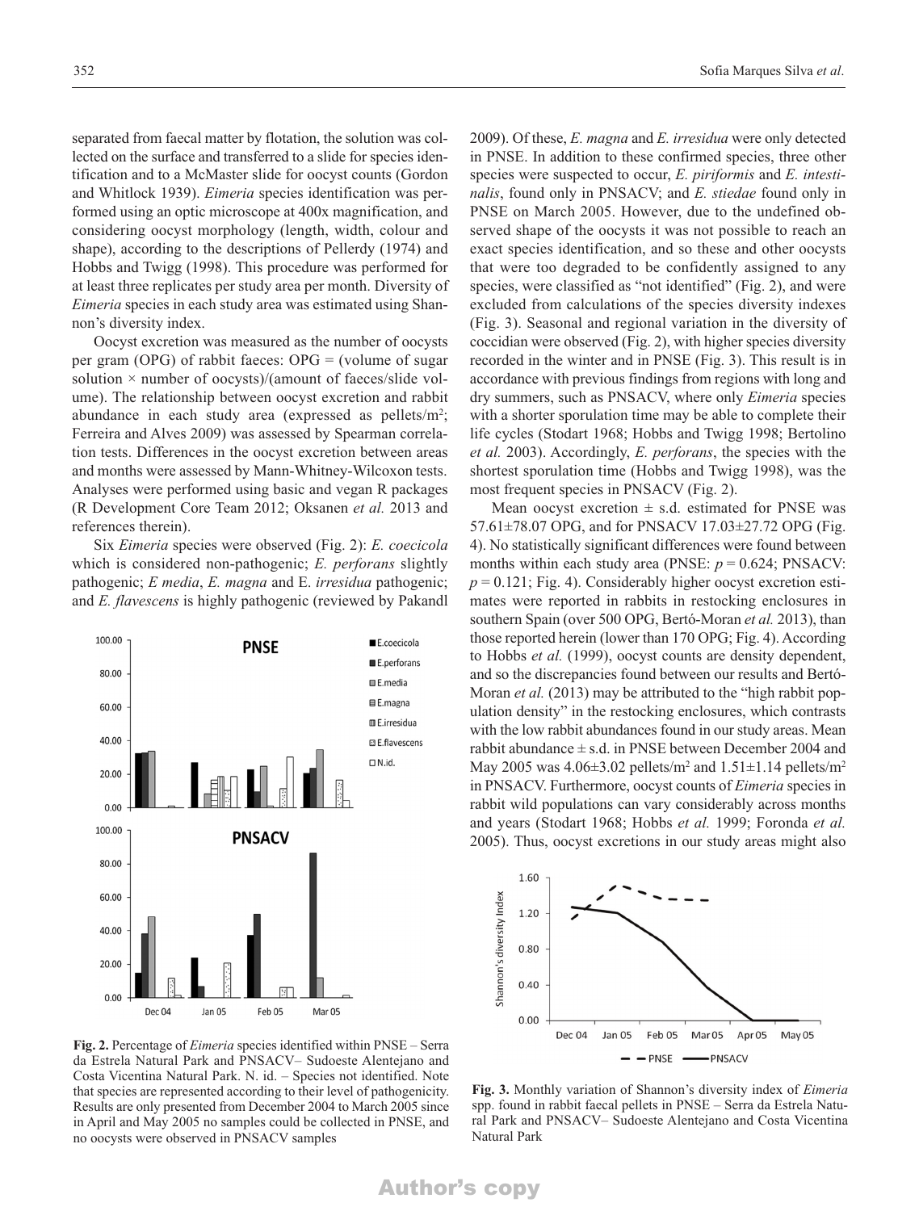separated from faecal matter by flotation, the solution was collected on the surface and transferred to a slide for species identification and to a McMaster slide for oocyst counts (Gordon and Whitlock 1939). *Eimeria* species identification was performed using an optic microscope at 400x magnification, and considering oocyst morphology (length, width, colour and shape), according to the descriptions of Pellerdy (1974) and Hobbs and Twigg (1998). This procedure was performed for at least three replicates per study area per month. Diversity of *Eimeria* species in each study area was estimated using Shannon's diversity index.

Oocyst excretion was measured as the number of oocysts per gram (OPG) of rabbit faeces: OPG = (volume of sugar solution × number of oocysts)/(amount of faeces/slide volume). The relationship between oocyst excretion and rabbit abundance in each study area (expressed as pellets/m$^2$; Ferreira and Alves 2009) was assessed by Spearman correlation tests. Differences in the oocyst excretion between areas and months were assessed by Mann-Whitney-Wilcoxon tests. Analyses were performed using basic and vegan R packages (R Development Core Team 2012; Oksanen *et al.* 2013 and references therein).

Six *Eimeria* species were observed (Fig. 2): *E. coecicola* which is considered non-pathogenic; *E. perforans* slightly pathogenic; *E media*, *E. magna* and E. *irresidua* pathogenic; and *E. flavescens* is highly pathogenic (reviewed by Pakandl 2009). Of these, *E. magna* and *E. irresidua* were only detected in PNSE. In addition to these confirmed species, three other species were suspected to occur, *E. piriformis* and *E. intestinalis*, found only in PNSACV; and *E. stiedae* found only in PNSE on March 2005. However, due to the undefined observed shape of the oocysts it was not possible to reach an exact species identification, and so these and other oocysts that were too degraded to be confidently assigned to any species, were classified as "not identified" (Fig. 2), and were excluded from calculations of the species diversity indexes (Fig. 3). Seasonal and regional variation in the diversity of coccidian were observed (Fig. 2), with higher species diversity recorded in the winter and in PNSE (Fig. 3). This result is in accordance with previous findings from regions with long and dry summers, such as PNSACV, where only *Eimeria* species with a shorter sporulation time may be able to complete their life cycles (Stodart 1968; Hobbs and Twigg 1998; Bertolino *et al.* 2003). Accordingly, *E. perforans*, the species with the shortest sporulation time (Hobbs and Twigg 1998), was the most frequent species in PNSACV (Fig. 2).

**Fig. 2.** Percentage of *Eimeria* species identified within PNSE – Serra da Estrela Natural Park and PNSACV– Sudoeste Alentejano and Costa Vicentina Natural Park. N. id. – Species not identified. Note that species are represented according to their level of pathogenicity. Results are only presented from December 2004 to March 2005 since in April and May 2005 no samples could be collected in PNSE, and no oocysts were observed in PNSACV samples

Mean oocyst excretion ± s.d. estimated for PNSE was 57.61±78.07 OPG, and for PNSACV 17.03±27.72 OPG (Fig. 4). No statistically significant differences were found between months within each study area (PNSE: $p = 0.624$; PNSACV: $p = 0.121$; Fig. 4). Considerably higher oocyst excretion estimates were reported in rabbits in restocking enclosures in southern Spain (over 500 OPG, Bertó-Moran *et al.* 2013), than those reported herein (lower than 170 OPG; Fig. 4). According to Hobbs *et al.* (1999), oocyst counts are density dependent, and so the discrepancies found between our results and Bertó-Moran *et al.* (2013) may be attributed to the "high rabbit population density" in the restocking enclosures, which contrasts with the low rabbit abundances found in our study areas. Mean rabbit abundance ± s.d. in PNSE between December 2004 and May 2005 was 4.06±3.02 pellets/m$^2$ and 1.51±1.14 pellets/m$^2$ in PNSACV. Furthermore, oocyst counts of *Eimeria* species in rabbit wild populations can vary considerably across months and years (Stodart 1968; Hobbs *et al.* 1999; Foronda *et al.* 2005). Thus, oocyst excretions in our study areas might also

**Fig. 3.** Monthly variation of Shannon's diversity index of *Eimeria* spp. found in rabbit faecal pellets in PNSE – Serra da Estrela Natural Park and PNSACV– Sudoeste Alentejano and Costa Vicentina Natural Park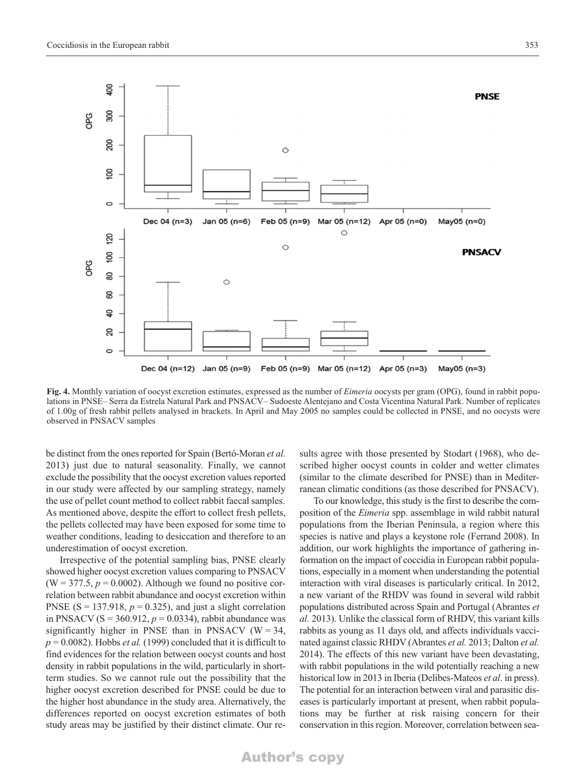**Fig. 4.** Monthly variation of oocyst excretion estimates, expressed as the number of *Eimeria* oocysts per gram (OPG), found in rabbit populations in PNSE– Serra da Estrela Natural Park and PNSACV– Sudoeste Alentejano and Costa Vicentina Natural Park. Number of replicates of 1.00g of fresh rabbit pellets analysed in brackets. In April and May 2005 no samples could be collected in PNSE, and no oocysts were observed in PNSACV samples

be distinct from the ones reported for Spain (Bertó-Moran *et al.* 2013) just due to natural seasonality. Finally, we cannot exclude the possibility that the oocyst excretion values reported in our study were affected by our sampling strategy, namely the use of pellet count method to collect rabbit faecal samples. As mentioned above, despite the effort to collect fresh pellets, the pellets collected may have been exposed for some time to weather conditions, leading to desiccation and therefore to an underestimation of oocyst excretion.

Irrespective of the potential sampling bias, PNSE clearly showed higher oocyst excretion values comparing to PNSACV ($W = 377.5$, $p = 0.0002$). Although we found no positive correlation between rabbit abundance and oocyst excretion within PNSE ($S = 137.918$, $p = 0.325$), and just a slight correlation in PNSACV ($S = 360.912$, $p = 0.0334$), rabbit abundance was significantly higher in PNSE than in PNSACV ($W = 34$, $p = 0.0082$). Hobbs *et al.* (1999) concluded that it is difficult to find evidences for the relation between oocyst counts and host density in rabbit populations in the wild, particularly in short-term studies. So we cannot rule out the possibility that the higher oocyst excretion described for PNSE could be due to the higher host abundance in the study area. Alternatively, the differences reported on oocyst excretion estimates of both study areas may be justified by their distinct climate. Our results agree with those presented by Stodart (1968), who described higher oocyst counts in colder and wetter climates (similar to the climate described for PNSE) than in Mediterranean climatic conditions (as those described for PNSACV).

To our knowledge, this study is the first to describe the composition of the *Eimeria* spp. assemblage in wild rabbit natural populations from the Iberian Peninsula, a region where this species is native and plays a keystone role (Ferrand 2008). In addition, our work highlights the importance of gathering information on the impact of coccidia in European rabbit populations, especially in a moment when understanding the potential interaction with viral diseases is particularly critical. In 2012, a new variant of the RHDV was found in several wild rabbit populations distributed across Spain and Portugal (Abrantes *et al.* 2013). Unlike the classical form of RHDV, this variant kills rabbits as young as 11 days old, and affects individuals vaccinated against classic RHDV (Abrantes *et al.* 2013; Dalton *et al.* 2014). The effects of this new variant have been devastating, with rabbit populations in the wild potentially reaching a new historical low in 2013 in Iberia (Delibes-Mateos *et al*. in press). The potential for an interaction between viral and parasitic diseases is particularly important at present, when rabbit populations may be further at risk raising concern for their conservation in this region. Moreover, correlation between sea-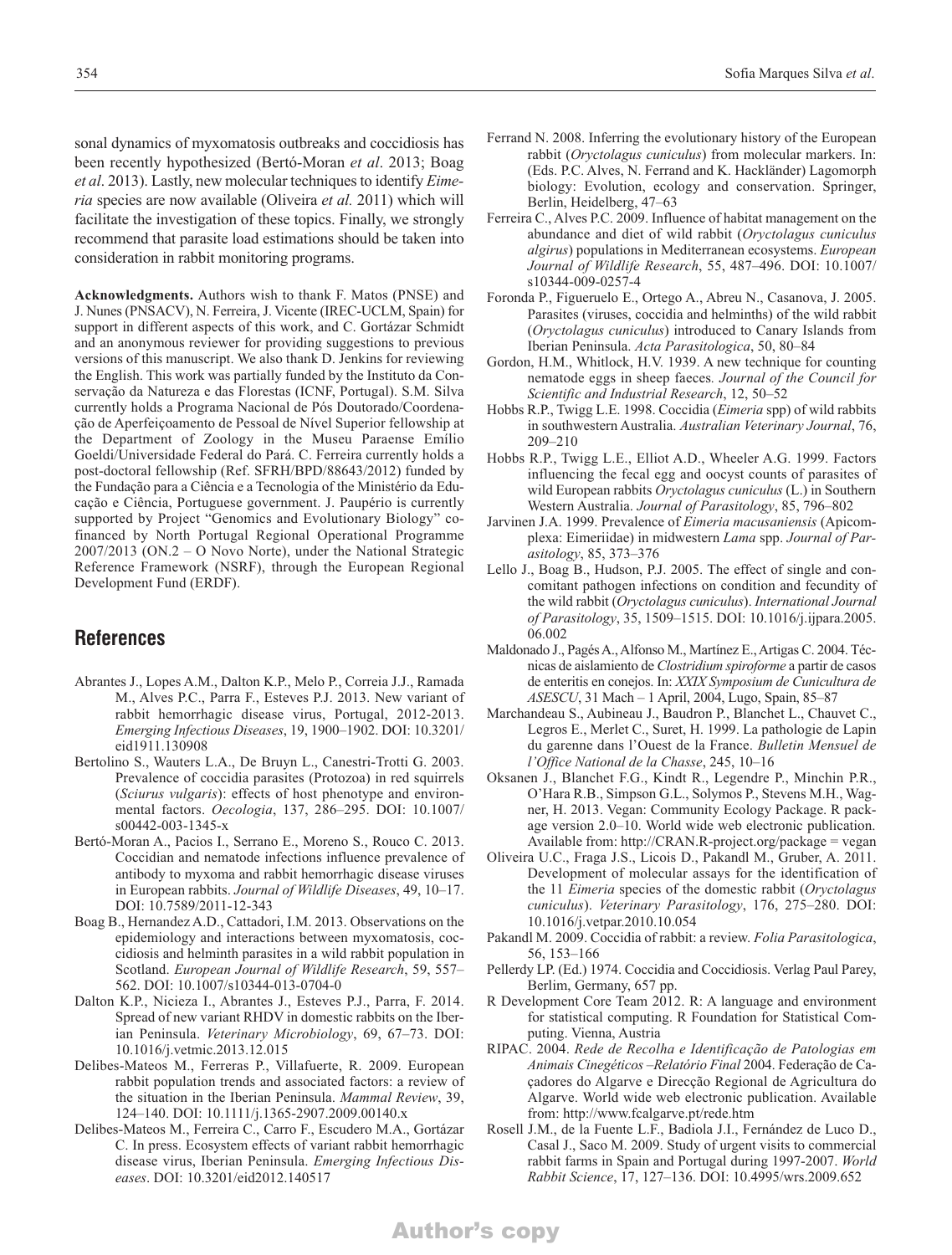sonal dynamics of myxomatosis outbreaks and coccidiosis has been recently hypothesized (Bertó-Moran *et al*. 2013; Boag *et al*. 2013). Lastly, new molecular techniques to identify *Eimeria* species are now available (Oliveira *et al.* 2011) which will facilitate the investigation of these topics. Finally, we strongly recommend that parasite load estimations should be taken into consideration in rabbit monitoring programs.

**Acknowledgments.** Authors wish to thank F. Matos (PNSE) and J. Nunes (PNSACV), N. Ferreira, J. Vicente (IREC-UCLM, Spain) for support in different aspects of this work, and C. Gortázar Schmidt and an anonymous reviewer for providing suggestions to previous versions of this manuscript. We also thank D. Jenkins for reviewing the English. This work was partially funded by the Instituto da Conservação da Natureza e das Florestas (ICNF, Portugal). S.M. Silva currently holds a Programa Nacional de Pós Doutorado/Coordenação de Aperfeiçoamento de Pessoal de Nível Superior fellowship at the Department of Zoology in the Museu Paraense Emílio Goeldi/Universidade Federal do Pará. C. Ferreira currently holds a post-doctoral fellowship (Ref. SFRH/BPD/88643/2012) funded by the Fundação para a Ciência e a Tecnologia of the Ministério da Educação e Ciência, Portuguese government. J. Paupério is currently supported by Project "Genomics and Evolutionary Biology" cofinanced by North Portugal Regional Operational Programme 2007/2013 (ON.2 – O Novo Norte), under the National Strategic Reference Framework (NSRF), through the European Regional Development Fund (ERDF).

## References

Abrantes J., Lopes A.M., Dalton K.P., Melo P., Correia J.J., Ramada M., Alves P.C., Parra F., Esteves P.J. 2013. New variant of rabbit hemorrhagic disease virus, Portugal, 2012-2013. *Emerging Infectious Diseases*, 19, 1900–1902. DOI: 10.3201/eid1911.130908

Bertolino S., Wauters L.A., De Bruyn L., Canestri-Trotti G. 2003. Prevalence of coccidia parasites (Protozoa) in red squirrels (*Sciurus vulgaris*): effects of host phenotype and environmental factors. *Oecologia*, 137, 286–295. DOI: 10.1007/s00442-003-1345-x

Bertó-Moran A., Pacios I., Serrano E., Moreno S., Rouco C. 2013. Coccidian and nematode infections influence prevalence of antibody to myxoma and rabbit hemorrhagic disease viruses in European rabbits. *Journal of Wildlife Diseases*, 49, 10–17. DOI: 10.7589/2011-12-343

Boag B., Hernandez A.D., Cattadori, I.M. 2013. Observations on the epidemiology and interactions between myxomatosis, coccidiosis and helminth parasites in a wild rabbit population in Scotland. *European Journal of Wildlife Research*, 59, 557–562. DOI: 10.1007/s10344-013-0704-0

Dalton K.P., Nicieza I., Abrantes J., Esteves P.J., Parra, F. 2014. Spread of new variant RHDV in domestic rabbits on the Iberian Peninsula. *Veterinary Microbiology*, 69, 67–73. DOI: 10.1016/j.vetmic.2013.12.015

Delibes-Mateos M., Ferreras P., Villafuerte, R. 2009. European rabbit population trends and associated factors: a review of the situation in the Iberian Peninsula. *Mammal Review*, 39, 124–140. DOI: 10.1111/j.1365-2907.2009.00140.x

Delibes-Mateos M., Ferreira C., Carro F., Escudero M.A., Gortázar C. In press. Ecosystem effects of variant rabbit hemorrhagic disease virus, Iberian Peninsula. *Emerging Infectious Diseases*. DOI: 10.3201/eid2012.140517

Ferrand N. 2008. Inferring the evolutionary history of the European rabbit (*Oryctolagus cuniculus*) from molecular markers. In: (Eds. P.C. Alves, N. Ferrand and K. Hackländer) Lagomorph biology: Evolution, ecology and conservation. Springer, Berlin, Heidelberg, 47–63

Ferreira C., Alves P.C. 2009. Influence of habitat management on the abundance and diet of wild rabbit (*Oryctolagus cuniculus algirus*) populations in Mediterranean ecosystems. *European Journal of Wildlife Research*, 55, 487–496. DOI: 10.1007/s10344-009-0257-4

Foronda P., Figueruelo E., Ortego A., Abreu N., Casanova, J. 2005. Parasites (viruses, coccidia and helminths) of the wild rabbit (*Oryctolagus cuniculus*) introduced to Canary Islands from Iberian Peninsula. *Acta Parasitologica*, 50, 80–84

Gordon, H.M., Whitlock, H.V. 1939. A new technique for counting nematode eggs in sheep faeces. *Journal of the Council for Scientific and Industrial Research*, 12, 50–52

Hobbs R.P., Twigg L.E. 1998. Coccidia (*Eimeria* spp) of wild rabbits in southwestern Australia. *Australian Veterinary Journal*, 76, 209–210

Hobbs R.P., Twigg L.E., Elliot A.D., Wheeler A.G. 1999. Factors influencing the fecal egg and oocyst counts of parasites of wild European rabbits *Oryctolagus cuniculus* (L.) in Southern Western Australia. *Journal of Parasitology*, 85, 796–802

Jarvinen J.A. 1999. Prevalence of *Eimeria macusaniensis* (Apicomplexa: Eimeriidae) in midwestern *Lama* spp. *Journal of Parasitology*, 85, 373–376

Lello J., Boag B., Hudson, P.J. 2005. The effect of single and concomitant pathogen infections on condition and fecundity of the wild rabbit (*Oryctolagus cuniculus*). *International Journal of Parasitology*, 35, 1509–1515. DOI: 10.1016/j.ijpara.2005.06.002

Maldonado J., Pagés A., Alfonso M., Martínez E., Artigas C. 2004. Técnicas de aislamiento de *Clostridium spiroforme* a partir de casos de enteritis en conejos. In: *XXIX Symposium de Cunicultura de ASESCU*, 31 Mach – 1 April, 2004, Lugo, Spain, 85–87

Marchandeau S., Aubineau J., Baudron P., Blanchet L., Chauvet C., Legros E., Merlet C., Suret, H. 1999. La pathologie de Lapin du garenne dans l'Ouest de la France. *Bulletin Mensuel de l'Office National de la Chasse*, 245, 10–16

Oksanen J., Blanchet F.G., Kindt R., Legendre P., Minchin P.R., O'Hara R.B., Simpson G.L., Solymos P., Stevens M.H., Wagner, H. 2013. Vegan: Community Ecology Package. R package version 2.0–10. World wide web electronic publication. Available from: http://CRAN.R-project.org/package = vegan

Oliveira U.C., Fraga J.S., Licois D., Pakandl M., Gruber, A. 2011. Development of molecular assays for the identification of the 11 *Eimeria* species of the domestic rabbit (*Oryctolagus cuniculus*). *Veterinary Parasitology*, 176, 275–280. DOI: 10.1016/j.vetpar.2010.10.054

Pakandl M. 2009. Coccidia of rabbit: a review. *Folia Parasitologica*, 56, 153–166

Pellerdy LP. (Ed.) 1974. Coccidia and Coccidiosis. Verlag Paul Parey, Berlim, Germany, 657 pp.

R Development Core Team 2012. R: A language and environment for statistical computing. R Foundation for Statistical Computing. Vienna, Austria

RIPAC. 2004. *Rede de Recolha e Identificação de Patologias em Animais Cinegéticos –Relatório Final* 2004. Federação de Caçadores do Algarve e Direcção Regional de Agricultura do Algarve. World wide web electronic publication. Available from: http://www.fcalgarve.pt/rede.htm

Rosell J.M., de la Fuente L.F., Badiola J.I., Fernández de Luco D., Casal J., Saco M. 2009. Study of urgent visits to commercial rabbit farms in Spain and Portugal during 1997-2007. *World Rabbit Science*, 17, 127–136. DOI: 10.4995/wrs.2009.652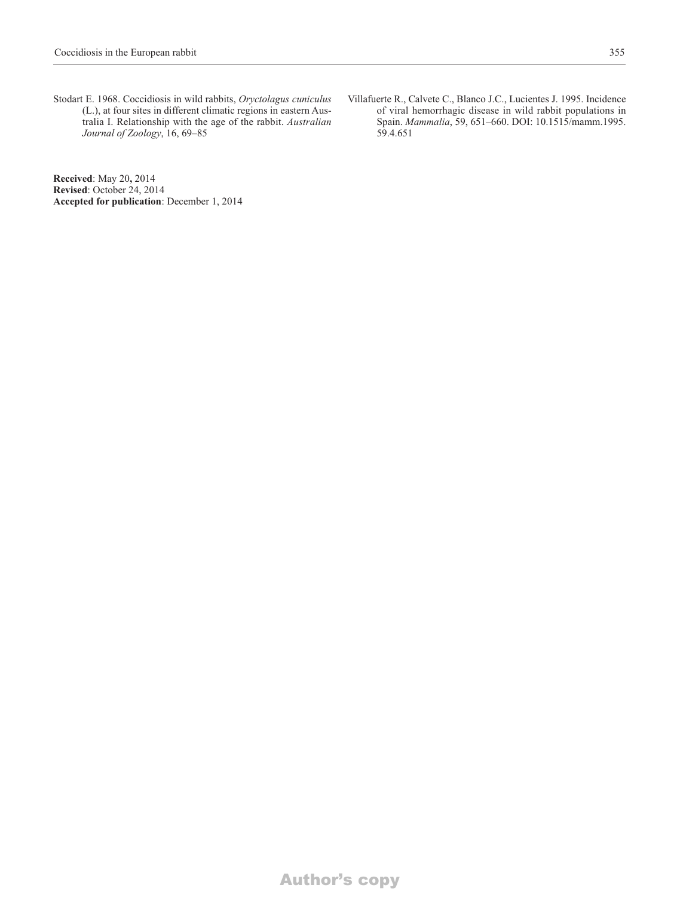Stodart E. 1968. Coccidiosis in wild rabbits, *Oryctolagus cuniculus* (L.), at four sites in different climatic regions in eastern Australia I. Relationship with the age of the rabbit. *Australian Journal of Zoology*, 16, 69–85

Villafuerte R., Calvete C., Blanco J.C., Lucientes J. 1995. Incidence of viral hemorrhagic disease in wild rabbit populations in Spain. *Mammalia*, 59, 651–660. DOI: 10.1515/mamm.1995.59.4.651

**Received**: May 20**,** 2014
**Revised**: October 24, 2014
**Accepted for publication**: December 1, 2014

Author's copy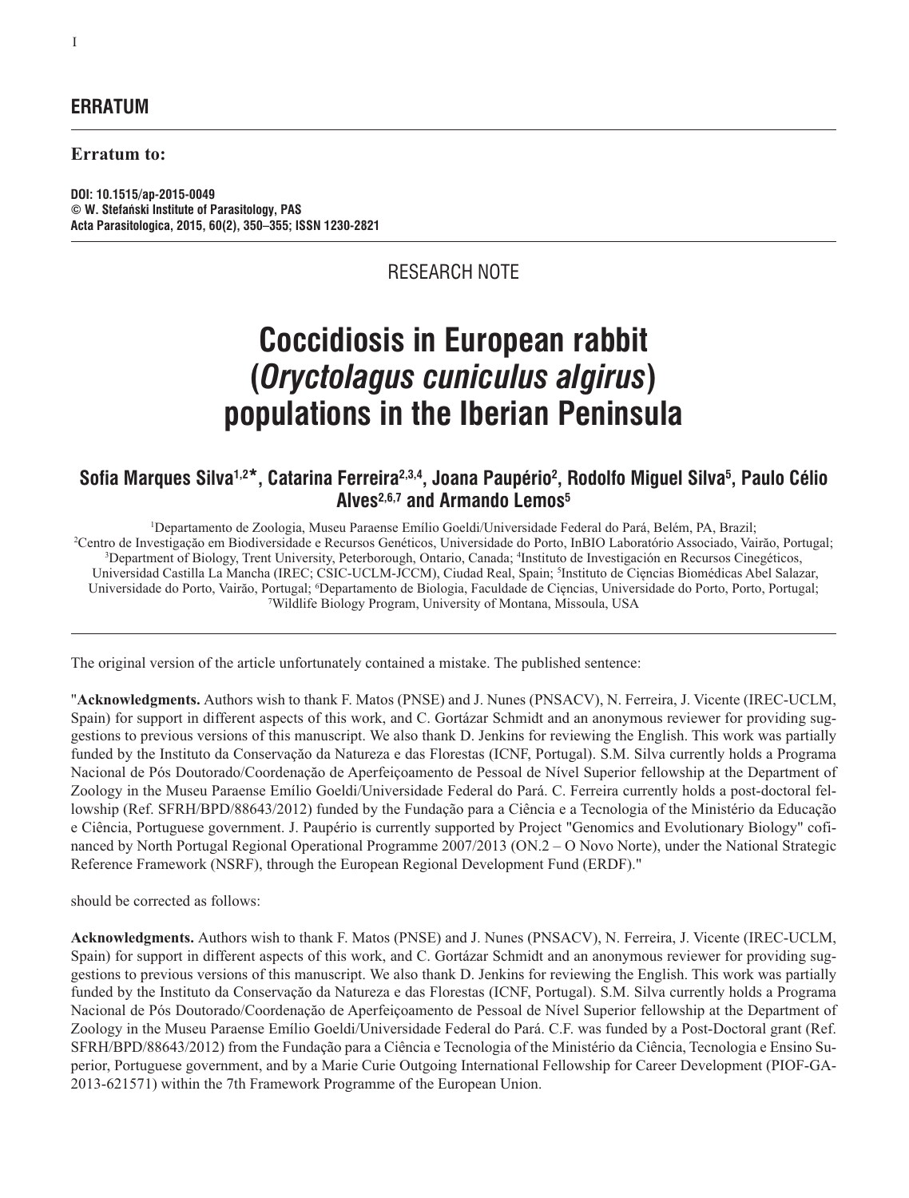## ERRATUM

**Erratum to:**

**DOI: 10.1515/ap-2015-0049**
**© W. Stefański Institute of Parasitology, PAS**
**Acta Parasitologica, 2015, 60(2), 350–355; ISSN 1230-2821**

RESEARCH NOTE

# Coccidiosis in European rabbit (*Oryctolagus cuniculus algirus*) populations in the Iberian Peninsula

**Sofia Marques Silva[1,2]*, Catarina Ferreira[2,3,4], Joana Paupério[2], Rodolfo Miguel Silva[5], Paulo Célio Alves[2,6,7] and Armando Lemos[5]**

[1]Departamento de Zoologia, Museu Paraense Emílio Goeldi/Universidade Federal do Pará, Belém, PA, Brazil; [2]Centro de Investigação em Biodiversidade e Recursos Genéticos, Universidade do Porto, InBIO Laboratório Associado, Vairão, Portugal; [3]Department of Biology, Trent University, Peterborough, Ontario, Canada; [4]Instituto de Investigación en Recursos Cinegéticos, Universidad Castilla La Mancha (IREC; CSIC-UCLM-JCCM), Ciudad Real, Spain; [5]Instituto de Ciençias Biomédicas Abel Salazar, Universidade do Porto, Vairão, Portugal; [6]Departamento de Biologia, Faculdade de Ciençias, Universidade do Porto, Porto, Portugal; [7]Wildlife Biology Program, University of Montana, Missoula, USA

The original version of the article unfortunately contained a mistake. The published sentence:

"**Acknowledgments.** Authors wish to thank F. Matos (PNSE) and J. Nunes (PNSACV), N. Ferreira, J. Vicente (IREC-UCLM, Spain) for support in different aspects of this work, and C. Gortázar Schmidt and an anonymous reviewer for providing suggestions to previous versions of this manuscript. We also thank D. Jenkins for reviewing the English. This work was partially funded by the Instituto da Conservação da Natureza e das Florestas (ICNF, Portugal). S.M. Silva currently holds a Programa Nacional de Pós Doutorado/Coordenação de Aperfeiçoamento de Pessoal de Nível Superior fellowship at the Department of Zoology in the Museu Paraense Emílio Goeldi/Universidade Federal do Pará. C. Ferreira currently holds a post-doctoral fellowship (Ref. SFRH/BPD/88643/2012) funded by the Fundação para a Ciência e a Tecnologia of the Ministério da Educação e Ciência, Portuguese government. J. Paupério is currently supported by Project "Genomics and Evolutionary Biology" cofinanced by North Portugal Regional Operational Programme 2007/2013 (ON.2 – O Novo Norte), under the National Strategic Reference Framework (NSRF), through the European Regional Development Fund (ERDF)."

should be corrected as follows:

**Acknowledgments.** Authors wish to thank F. Matos (PNSE) and J. Nunes (PNSACV), N. Ferreira, J. Vicente (IREC-UCLM, Spain) for support in different aspects of this work, and C. Gortázar Schmidt and an anonymous reviewer for providing suggestions to previous versions of this manuscript. We also thank D. Jenkins for reviewing the English. This work was partially funded by the Instituto da Conservação da Natureza e das Florestas (ICNF, Portugal). S.M. Silva currently holds a Programa Nacional de Pós Doutorado/Coordenação de Aperfeiçoamento de Pessoal de Nível Superior fellowship at the Department of Zoology in the Museu Paraense Emílio Goeldi/Universidade Federal do Pará. C.F. was funded by a Post-Doctoral grant (Ref. SFRH/BPD/88643/2012) from the Fundação para a Ciência e Tecnologia of the Ministério da Ciência, Tecnologia e Ensino Superior, Portuguese government, and by a Marie Curie Outgoing International Fellowship for Career Development (PIOF-GA-2013-621571) within the 7th Framework Programme of the European Union.